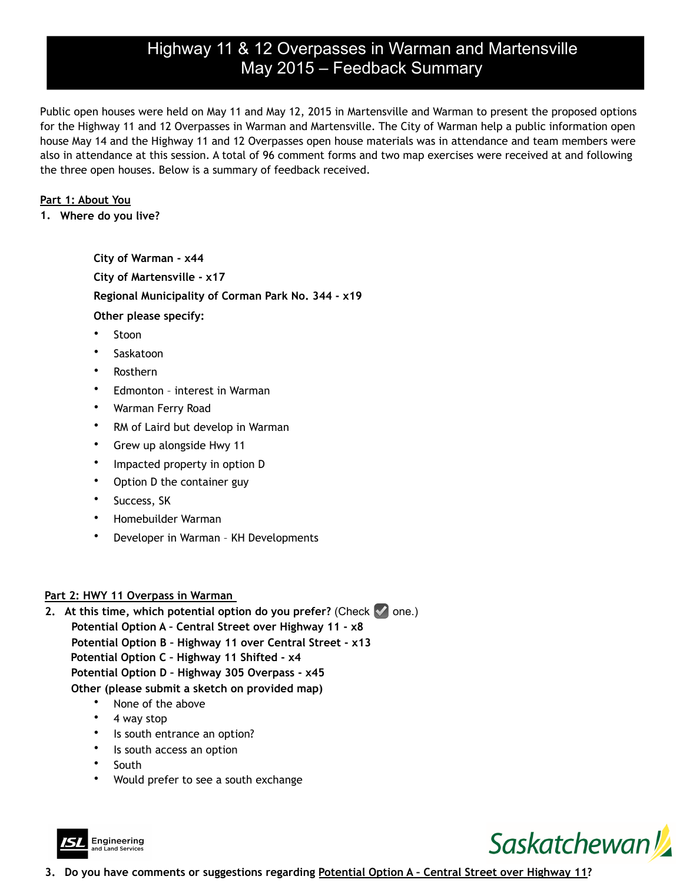# Highway 11 & 12 Overpasses in Warman and Martensville
# May 2015 – Feedback Summary

Public open houses were held on May 11 and May 12, 2015 in Martensville and Warman to present the proposed options for the Highway 11 and 12 Overpasses in Warman and Martensville. The City of Warman help a public information open house May 14 and the Highway 11 and 12 Overpasses open house materials was in attendance and team members were also in attendance at this session. A total of 96 comment forms and two map exercises were received at and following the three open houses. Below is a summary of feedback received.

## Part 1: About You

**1. Where do you live?**

**City of Warman - x44**

**City of Martensville - x17**

**Regional Municipality of Corman Park No. 344 - x19**

**Other please specify:**

- Stoon
- Saskatoon
- Rosthern
- Edmonton – interest in Warman
- Warman Ferry Road
- RM of Laird but develop in Warman
- Grew up alongside Hwy 11
- Impacted property in option D
- Option D the container guy
- Success, SK
- Homebuilder Warman
- Developer in Warman – KH Developments

## Part 2: HWY 11 Overpass in Warman

**2. At this time, which potential option do you prefer?** (Check ☑ one.)

**Potential Option A – Central Street over Highway 11 - x8**

**Potential Option B – Highway 11 over Central Street - x13**

**Potential Option C – Highway 11 Shifted - x4**

**Potential Option D – Highway 305 Overpass - x45**

**Other (please submit a sketch on provided map)**

- None of the above
- 4 way stop
- Is south entrance an option?
- Is south access an option
- South
- Would prefer to see a south exchange

**3. Do you have comments or suggestions regarding Potential Option A – Central Street over Highway 11?**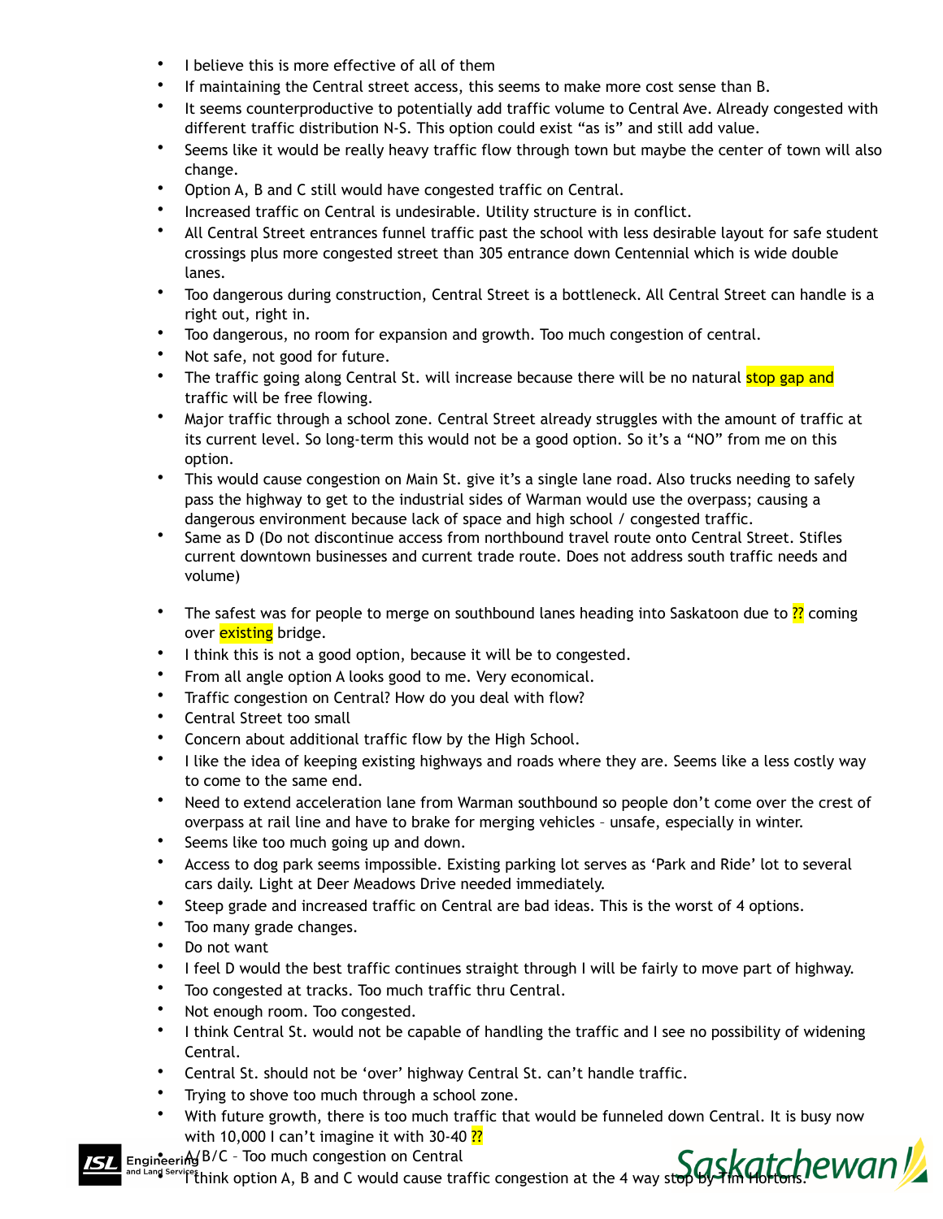- I believe this is more effective of all of them
- If maintaining the Central street access, this seems to make more cost sense than B.
- It seems counterproductive to potentially add traffic volume to Central Ave. Already congested with different traffic distribution N-S. This option could exist "as is" and still add value.
- Seems like it would be really heavy traffic flow through town but maybe the center of town will also change.
- Option A, B and C still would have congested traffic on Central.
- Increased traffic on Central is undesirable. Utility structure is in conflict.
- All Central Street entrances funnel traffic past the school with less desirable layout for safe student crossings plus more congested street than 305 entrance down Centennial which is wide double lanes.
- Too dangerous during construction, Central Street is a bottleneck. All Central Street can handle is a right out, right in.
- Too dangerous, no room for expansion and growth. Too much congestion of central.
- Not safe, not good for future.
- The traffic going along Central St. will increase because there will be no natural stop gap and traffic will be free flowing.
- Major traffic through a school zone. Central Street already struggles with the amount of traffic at its current level. So long-term this would not be a good option. So it's a "NO" from me on this option.
- This would cause congestion on Main St. give it's a single lane road. Also trucks needing to safely pass the highway to get to the industrial sides of Warman would use the overpass; causing a dangerous environment because lack of space and high school / congested traffic.
- Same as D (Do not discontinue access from northbound travel route onto Central Street. Stifles current downtown businesses and current trade route. Does not address south traffic needs and volume)

- The safest was for people to merge on southbound lanes heading into Saskatoon due to ?? coming over existing bridge.
- I think this is not a good option, because it will be to congested.
- From all angle option A looks good to me. Very economical.
- Traffic congestion on Central? How do you deal with flow?
- Central Street too small
- Concern about additional traffic flow by the High School.
- I like the idea of keeping existing highways and roads where they are. Seems like a less costly way to come to the same end.
- Need to extend acceleration lane from Warman southbound so people don't come over the crest of overpass at rail line and have to brake for merging vehicles – unsafe, especially in winter.
- Seems like too much going up and down.
- Access to dog park seems impossible. Existing parking lot serves as 'Park and Ride' lot to several cars daily. Light at Deer Meadows Drive needed immediately.
- Steep grade and increased traffic on Central are bad ideas. This is the worst of 4 options.
- Too many grade changes.
- Do not want
- I feel D would the best traffic continues straight through I will be fairly to move part of highway.
- Too congested at tracks. Too much traffic thru Central.
- Not enough room. Too congested.
- I think Central St. would not be capable of handling the traffic and I see no possibility of widening Central.
- Central St. should not be 'over' highway Central St. can't handle traffic.
- Trying to shove too much through a school zone.
- With future growth, there is too much traffic that would be funneled down Central. It is busy now with 10,000 I can't imagine it with 30-40 ??
- A/B/C – Too much congestion on Central
- I think option A, B and C would cause traffic congestion at the 4 way stop by Tim Hortons.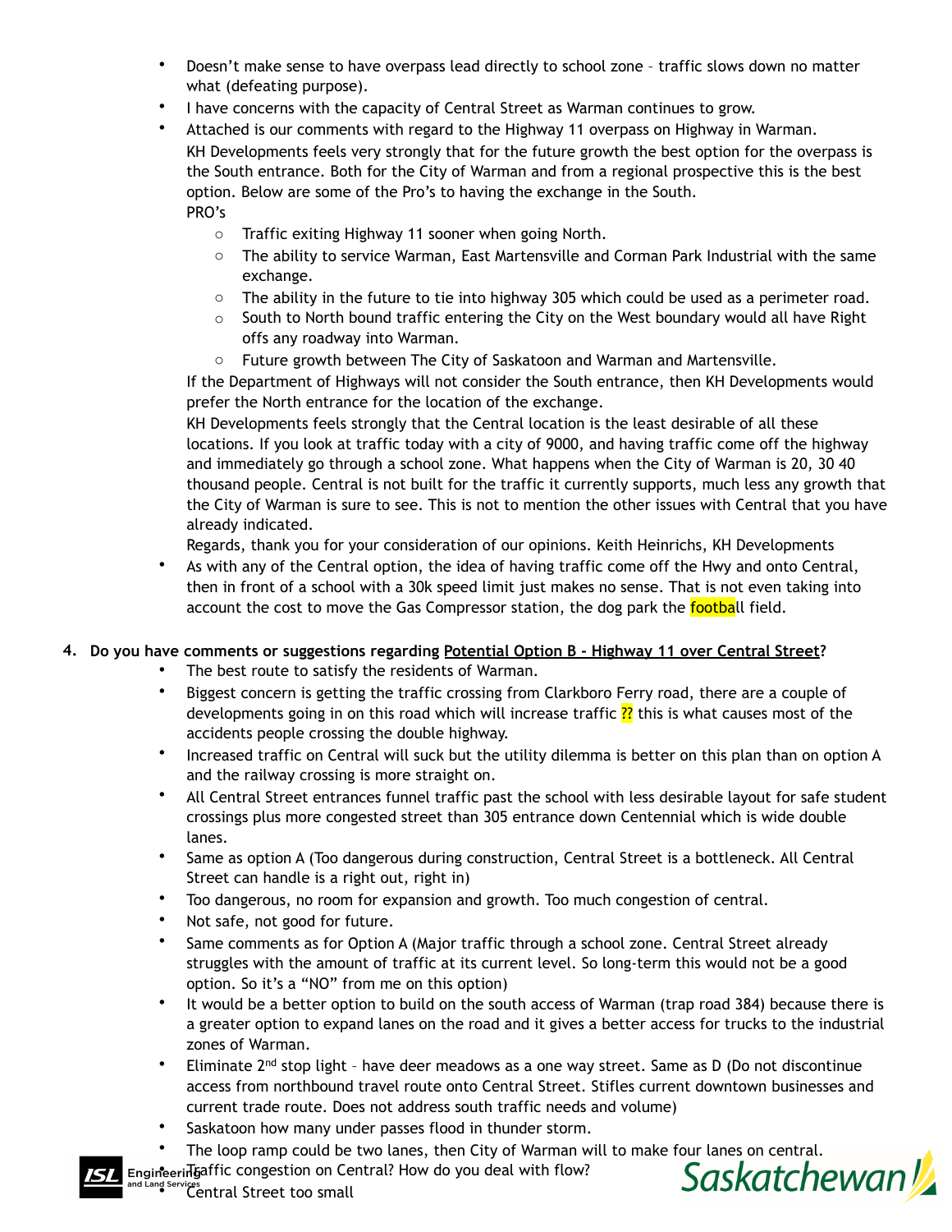- Doesn't make sense to have overpass lead directly to school zone – traffic slows down no matter what (defeating purpose).
- I have concerns with the capacity of Central Street as Warman continues to grow.
- Attached is our comments with regard to the Highway 11 overpass on Highway in Warman.

  KH Developments feels very strongly that for the future growth the best option for the overpass is the South entrance. Both for the City of Warman and from a regional prospective this is the best option. Below are some of the Pro's to having the exchange in the South.

  PRO's

  - Traffic exiting Highway 11 sooner when going North.
  - The ability to service Warman, East Martensville and Corman Park Industrial with the same exchange.
  - The ability in the future to tie into highway 305 which could be used as a perimeter road.
  - South to North bound traffic entering the City on the West boundary would all have Right offs any roadway into Warman.
  - Future growth between The City of Saskatoon and Warman and Martensville.

  If the Department of Highways will not consider the South entrance, then KH Developments would prefer the North entrance for the location of the exchange.

  KH Developments feels strongly that the Central location is the least desirable of all these locations. If you look at traffic today with a city of 9000, and having traffic come off the highway and immediately go through a school zone. What happens when the City of Warman is 20, 30 40 thousand people. Central is not built for the traffic it currently supports, much less any growth that the City of Warman is sure to see. This is not to mention the other issues with Central that you have already indicated.

  Regards, thank you for your consideration of our opinions. Keith Heinrichs, KH Developments
- As with any of the Central option, the idea of having traffic come off the Hwy and onto Central, then in front of a school with a 30k speed limit just makes no sense. That is not even taking into account the cost to move the Gas Compressor station, the dog park the football field.

**4. Do you have comments or suggestions regarding Potential Option B - Highway 11 over Central Street?**

- The best route to satisfy the residents of Warman.
- Biggest concern is getting the traffic crossing from Clarkboro Ferry road, there are a couple of developments going in on this road which will increase traffic ?? this is what causes most of the accidents people crossing the double highway.
- Increased traffic on Central will suck but the utility dilemma is better on this plan than on option A and the railway crossing is more straight on.
- All Central Street entrances funnel traffic past the school with less desirable layout for safe student crossings plus more congested street than 305 entrance down Centennial which is wide double lanes.
- Same as option A (Too dangerous during construction, Central Street is a bottleneck. All Central Street can handle is a right out, right in)
- Too dangerous, no room for expansion and growth. Too much congestion of central.
- Not safe, not good for future.
- Same comments as for Option A (Major traffic through a school zone. Central Street already struggles with the amount of traffic at its current level. So long-term this would not be a good option. So it's a "NO" from me on this option)
- It would be a better option to build on the south access of Warman (trap road 384) because there is a greater option to expand lanes on the road and it gives a better access for trucks to the industrial zones of Warman.
- Eliminate 2nd stop light – have deer meadows as a one way street. Same as D (Do not discontinue access from northbound travel route onto Central Street. Stifles current downtown businesses and current trade route. Does not address south traffic needs and volume)
- Saskatoon how many under passes flood in thunder storm.
- The loop ramp could be two lanes, then City of Warman will to make four lanes on central.
- Traffic congestion on Central? How do you deal with flow?
- Central Street too small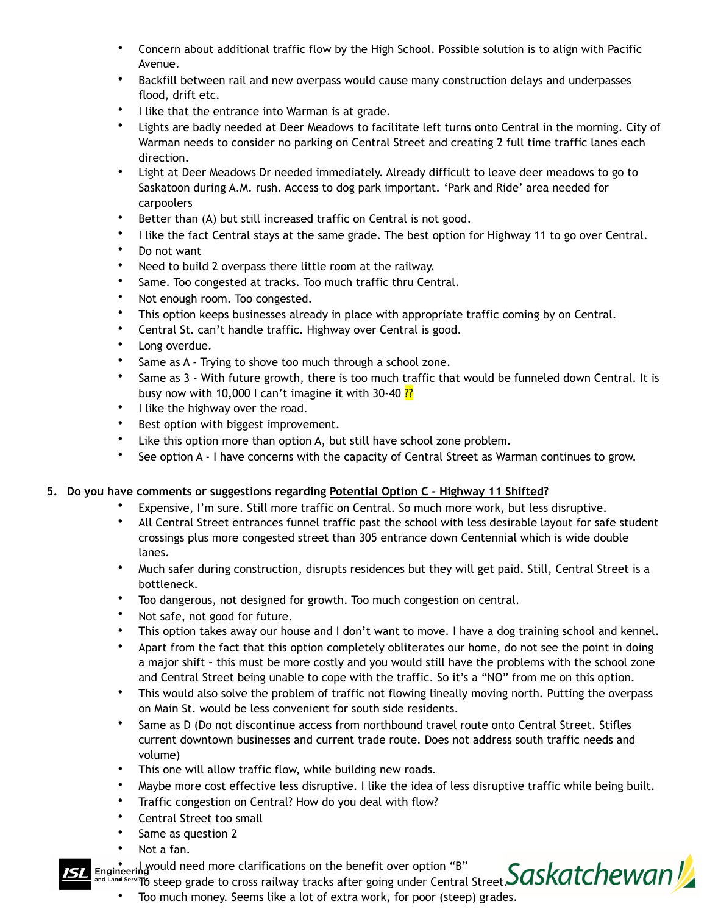- Concern about additional traffic flow by the High School. Possible solution is to align with Pacific Avenue.
- Backfill between rail and new overpass would cause many construction delays and underpasses flood, drift etc.
- I like that the entrance into Warman is at grade.
- Lights are badly needed at Deer Meadows to facilitate left turns onto Central in the morning. City of Warman needs to consider no parking on Central Street and creating 2 full time traffic lanes each direction.
- Light at Deer Meadows Dr needed immediately. Already difficult to leave deer meadows to go to Saskatoon during A.M. rush. Access to dog park important. 'Park and Ride' area needed for carpoolers
- Better than (A) but still increased traffic on Central is not good.
- I like the fact Central stays at the same grade. The best option for Highway 11 to go over Central.
- Do not want
- Need to build 2 overpass there little room at the railway.
- Same. Too congested at tracks. Too much traffic thru Central.
- Not enough room. Too congested.
- This option keeps businesses already in place with appropriate traffic coming by on Central.
- Central St. can't handle traffic. Highway over Central is good.
- Long overdue.
- Same as A - Trying to shove too much through a school zone.
- Same as 3 - With future growth, there is too much traffic that would be funneled down Central. It is busy now with 10,000 I can't imagine it with 30-40 ??
- I like the highway over the road.
- Best option with biggest improvement.
- Like this option more than option A, but still have school zone problem.
- See option A - I have concerns with the capacity of Central Street as Warman continues to grow.

5. **Do you have comments or suggestions regarding Potential Option C - Highway 11 Shifted?**

   - Expensive, I'm sure. Still more traffic on Central. So much more work, but less disruptive.
   - All Central Street entrances funnel traffic past the school with less desirable layout for safe student crossings plus more congested street than 305 entrance down Centennial which is wide double lanes.
   - Much safer during construction, disrupts residences but they will get paid. Still, Central Street is a bottleneck.
   - Too dangerous, not designed for growth. Too much congestion on central.
   - Not safe, not good for future.
   - This option takes away our house and I don't want to move. I have a dog training school and kennel.
   - Apart from the fact that this option completely obliterates our home, do not see the point in doing a major shift – this must be more costly and you would still have the problems with the school zone and Central Street being unable to cope with the traffic. So it's a "NO" from me on this option.
   - This would also solve the problem of traffic not flowing lineally moving north. Putting the overpass on Main St. would be less convenient for south side residents.
   - Same as D (Do not discontinue access from northbound travel route onto Central Street. Stifles current downtown businesses and current trade route. Does not address south traffic needs and volume)
   - This one will allow traffic flow, while building new roads.
   - Maybe more cost effective less disruptive. I like the idea of less disruptive traffic while being built.
   - Traffic congestion on Central? How do you deal with flow?
   - Central Street too small
   - Same as question 2
   - Not a fan.
   - I would need more clarifications on the benefit over option "B"
   - To steep grade to cross railway tracks after going under Central Street.
   - Too much money. Seems like a lot of extra work, for poor (steep) grades.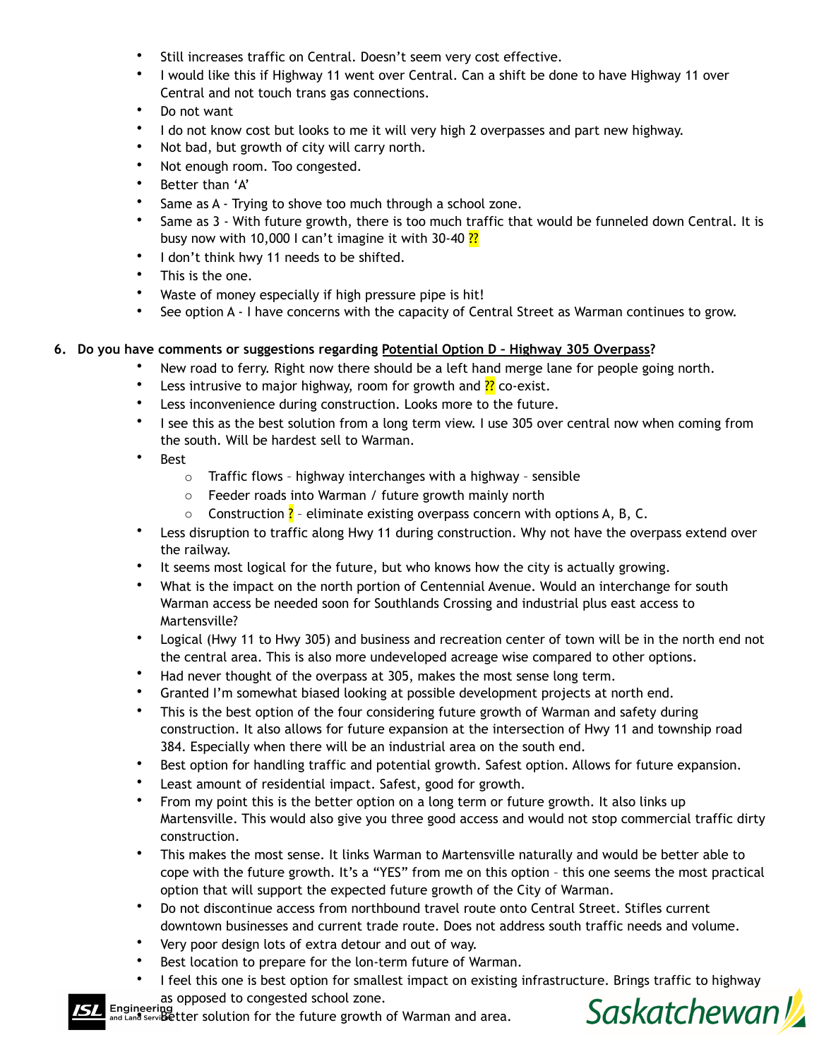- Still increases traffic on Central. Doesn't seem very cost effective.
- I would like this if Highway 11 went over Central. Can a shift be done to have Highway 11 over Central and not touch trans gas connections.
- Do not want
- I do not know cost but looks to me it will very high 2 overpasses and part new highway.
- Not bad, but growth of city will carry north.
- Not enough room. Too congested.
- Better than 'A'
- Same as A - Trying to shove too much through a school zone.
- Same as 3 - With future growth, there is too much traffic that would be funneled down Central. It is busy now with 10,000 I can't imagine it with 30-40 ??
- I don't think hwy 11 needs to be shifted.
- This is the one.
- Waste of money especially if high pressure pipe is hit!
- See option A - I have concerns with the capacity of Central Street as Warman continues to grow.

6. **Do you have comments or suggestions regarding <u>Potential Option D – Highway 305 Overpass</u>?**
   - New road to ferry. Right now there should be a left hand merge lane for people going north.
   - Less intrusive to major highway, room for growth and ?? co-exist.
   - Less inconvenience during construction. Looks more to the future.
   - I see this as the best solution from a long term view. I use 305 over central now when coming from the south. Will be hardest sell to Warman.
   - Best
     - Traffic flows – highway interchanges with a highway – sensible
     - Feeder roads into Warman / future growth mainly north
     - Construction ? – eliminate existing overpass concern with options A, B, C.
   - Less disruption to traffic along Hwy 11 during construction. Why not have the overpass extend over the railway.
   - It seems most logical for the future, but who knows how the city is actually growing.
   - What is the impact on the north portion of Centennial Avenue. Would an interchange for south Warman access be needed soon for Southlands Crossing and industrial plus east access to Martensville?
   - Logical (Hwy 11 to Hwy 305) and business and recreation center of town will be in the north end not the central area. This is also more undeveloped acreage wise compared to other options.
   - Had never thought of the overpass at 305, makes the most sense long term.
   - Granted I'm somewhat biased looking at possible development projects at north end.
   - This is the best option of the four considering future growth of Warman and safety during construction. It also allows for future expansion at the intersection of Hwy 11 and township road 384. Especially when there will be an industrial area on the south end.
   - Best option for handling traffic and potential growth. Safest option. Allows for future expansion.
   - Least amount of residential impact. Safest, good for growth.
   - From my point this is the better option on a long term or future growth. It also links up Martensville. This would also give you three good access and would not stop commercial traffic dirty construction.
   - This makes the most sense. It links Warman to Martensville naturally and would be better able to cope with the future growth. It's a "YES" from me on this option – this one seems the most practical option that will support the expected future growth of the City of Warman.
   - Do not discontinue access from northbound travel route onto Central Street. Stifles current downtown businesses and current trade route. Does not address south traffic needs and volume.
   - Very poor design lots of extra detour and out of way.
   - Best location to prepare for the lon-term future of Warman.
   - I feel this one is best option for smallest impact on existing infrastructure. Brings traffic to highway as opposed to congested school zone.
   - Better solution for the future growth of Warman and area.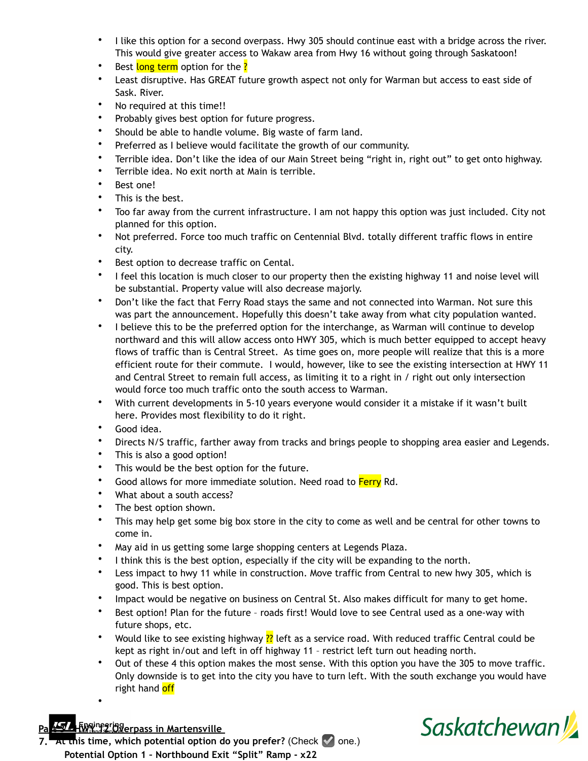- I like this option for a second overpass. Hwy 305 should continue east with a bridge across the river. This would give greater access to Wakaw area from Hwy 16 without going through Saskatoon!
- Best long term option for the ?
- Least disruptive. Has GREAT future growth aspect not only for Warman but access to east side of Sask. River.
- No required at this time!!
- Probably gives best option for future progress.
- Should be able to handle volume. Big waste of farm land.
- Preferred as I believe would facilitate the growth of our community.
- Terrible idea. Don't like the idea of our Main Street being "right in, right out" to get onto highway.
- Terrible idea. No exit north at Main is terrible.
- Best one!
- This is the best.
- Too far away from the current infrastructure. I am not happy this option was just included. City not planned for this option.
- Not preferred. Force too much traffic on Centennial Blvd. totally different traffic flows in entire city.
- Best option to decrease traffic on Cental.
- I feel this location is much closer to our property then the existing highway 11 and noise level will be substantial. Property value will also decrease majorly.
- Don't like the fact that Ferry Road stays the same and not connected into Warman. Not sure this was part the announcement. Hopefully this doesn't take away from what city population wanted.
- I believe this to be the preferred option for the interchange, as Warman will continue to develop northward and this will allow access onto HWY 305, which is much better equipped to accept heavy flows of traffic than is Central Street. As time goes on, more people will realize that this is a more efficient route for their commute. I would, however, like to see the existing intersection at HWY 11 and Central Street to remain full access, as limiting it to a right in / right out only intersection would force too much traffic onto the south access to Warman.
- With current developments in 5-10 years everyone would consider it a mistake if it wasn't built here. Provides most flexibility to do it right.
- Good idea.
- Directs N/S traffic, farther away from tracks and brings people to shopping area easier and Legends.
- This is also a good option!
- This would be the best option for the future.
- Good allows for more immediate solution. Need road to Ferry Rd.
- What about a south access?
- The best option shown.
- This may help get some big box store in the city to come as well and be central for other towns to come in.
- May aid in us getting some large shopping centers at Legends Plaza.
- I think this is the best option, especially if the city will be expanding to the north.
- Less impact to hwy 11 while in construction. Move traffic from Central to new hwy 305, which is good. This is best option.
- Impact would be negative on business on Central St. Also makes difficult for many to get home.
- Best option! Plan for the future – roads first! Would love to see Central used as a one-way with future shops, etc.
- Would like to see existing highway ?? left as a service road. With reduced traffic Central could be kept as right in/out and left in off highway 11 – restrict left turn out heading north.
- Out of these 4 this option makes the most sense. With this option you have the 305 to move traffic. Only downside is to get into the city you have to turn left. With the south exchange you would have right hand off
-

## Part 5 – HWY. 12 Overpass in Martensville

**7. At this time, which potential option do you prefer?** (Check ☑ one.)

**Potential Option 1 – Northbound Exit "Split" Ramp - x22**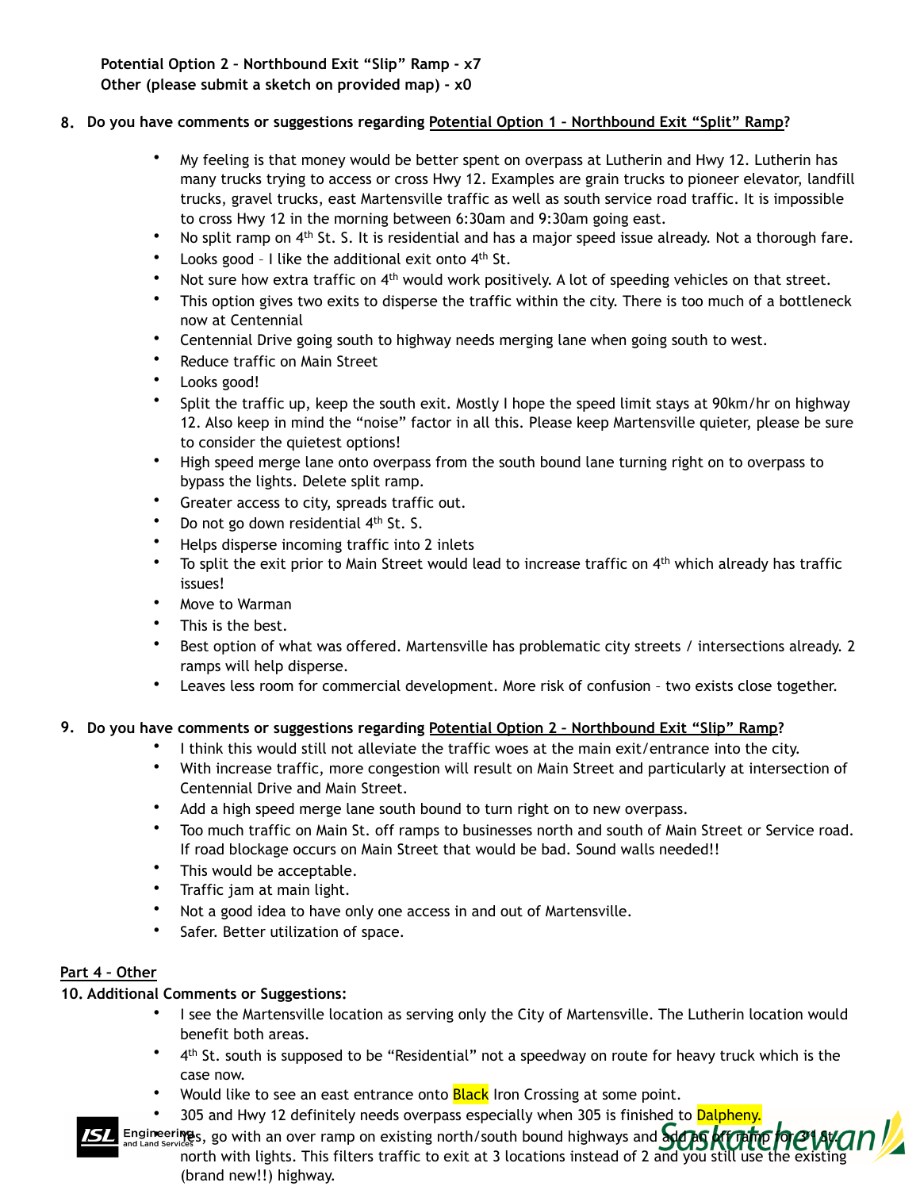**Potential Option 2 – Northbound Exit "Slip" Ramp - x7**
**Other (please submit a sketch on provided map) - x0**

**8. Do you have comments or suggestions regarding Potential Option 1 – Northbound Exit "Split" Ramp?**

- My feeling is that money would be better spent on overpass at Lutherin and Hwy 12. Lutherin has many trucks trying to access or cross Hwy 12. Examples are grain trucks to pioneer elevator, landfill trucks, gravel trucks, east Martensville traffic as well as south service road traffic. It is impossible to cross Hwy 12 in the morning between 6:30am and 9:30am going east.
- No split ramp on 4th St. S. It is residential and has a major speed issue already. Not a thorough fare.
- Looks good – I like the additional exit onto 4th St.
- Not sure how extra traffic on 4th would work positively. A lot of speeding vehicles on that street.
- This option gives two exits to disperse the traffic within the city. There is too much of a bottleneck now at Centennial
- Centennial Drive going south to highway needs merging lane when going south to west.
- Reduce traffic on Main Street
- Looks good!
- Split the traffic up, keep the south exit. Mostly I hope the speed limit stays at 90km/hr on highway 12. Also keep in mind the "noise" factor in all this. Please keep Martensville quieter, please be sure to consider the quietest options!
- High speed merge lane onto overpass from the south bound lane turning right on to overpass to bypass the lights. Delete split ramp.
- Greater access to city, spreads traffic out.
- Do not go down residential 4th St. S.
- Helps disperse incoming traffic into 2 inlets
- To split the exit prior to Main Street would lead to increase traffic on 4th which already has traffic issues!
- Move to Warman
- This is the best.
- Best option of what was offered. Martensville has problematic city streets / intersections already. 2 ramps will help disperse.
- Leaves less room for commercial development. More risk of confusion – two exists close together.

**9. Do you have comments or suggestions regarding Potential Option 2 – Northbound Exit "Slip" Ramp?**

- I think this would still not alleviate the traffic woes at the main exit/entrance into the city.
- With increase traffic, more congestion will result on Main Street and particularly at intersection of Centennial Drive and Main Street.
- Add a high speed merge lane south bound to turn right on to new overpass.
- Too much traffic on Main St. off ramps to businesses north and south of Main Street or Service road. If road blockage occurs on Main Street that would be bad. Sound walls needed!!
- This would be acceptable.
- Traffic jam at main light.
- Not a good idea to have only one access in and out of Martensville.
- Safer. Better utilization of space.

## Part 4 – Other

**10. Additional Comments or Suggestions:**

- I see the Martensville location as serving only the City of Martensville. The Lutherin location would benefit both areas.
- 4th St. south is supposed to be "Residential" not a speedway on route for heavy truck which is the case now.
- Would like to see an east entrance onto Black Iron Crossing at some point.
- 305 and Hwy 12 definitely needs overpass especially when 305 is finished to Dalpheny.
- Yes, go with an over ramp on existing north/south bound highways and add an off ramp for 3rd St. north with lights. This filters traffic to exit at 3 locations instead of 2 and you still use the existing (brand new!!) highway.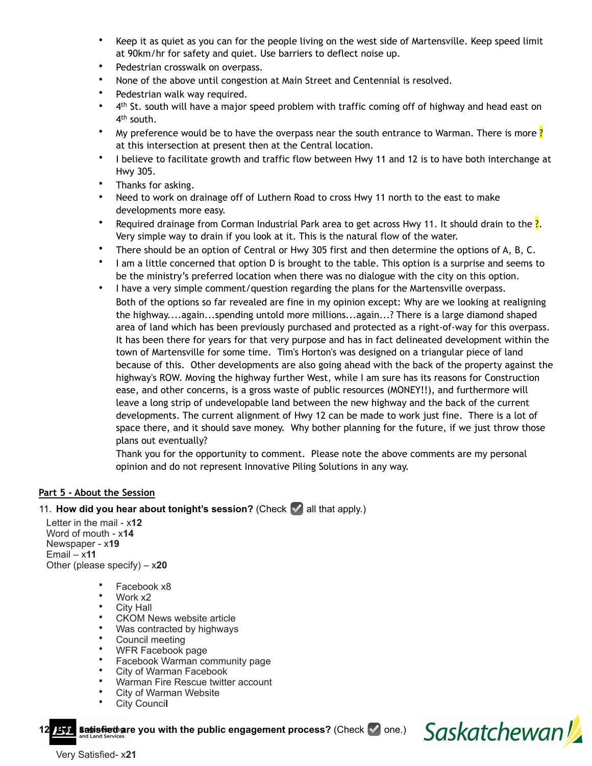- Keep it as quiet as you can for the people living on the west side of Martensville. Keep speed limit at 90km/hr for safety and quiet. Use barriers to deflect noise up.
- Pedestrian crosswalk on overpass.
- None of the above until congestion at Main Street and Centennial is resolved.
- Pedestrian walk way required.
- 4th St. south will have a major speed problem with traffic coming off of highway and head east on 4th south.
- My preference would be to have the overpass near the south entrance to Warman. There is more ? at this intersection at present then at the Central location.
- I believe to facilitate growth and traffic flow between Hwy 11 and 12 is to have both interchange at Hwy 305.
- Thanks for asking.
- Need to work on drainage off of Luthern Road to cross Hwy 11 north to the east to make developments more easy.
- Required drainage from Corman Industrial Park area to get across Hwy 11. It should drain to the ?. Very simple way to drain if you look at it. This is the natural flow of the water.
- There should be an option of Central or Hwy 305 first and then determine the options of A, B, C.
- I am a little concerned that option D is brought to the table. This option is a surprise and seems to be the ministry's preferred location when there was no dialogue with the city on this option.
- I have a very simple comment/question regarding the plans for the Martensville overpass.

  Both of the options so far revealed are fine in my opinion except: Why are we looking at realigning the highway....again...spending untold more millions...again...? There is a large diamond shaped area of land which has been previously purchased and protected as a right-of-way for this overpass. It has been there for years for that very purpose and has in fact delineated development within the town of Martensville for some time. Tim's Horton's was designed on a triangular piece of land because of this. Other developments are also going ahead with the back of the property against the highway's ROW. Moving the highway further West, while I am sure has its reasons for Construction ease, and other concerns, is a gross waste of public resources (MONEY!!), and furthermore will leave a long strip of undevelopable land between the new highway and the back of the current developments. The current alignment of Hwy 12 can be made to work just fine. There is a lot of space there, and it should save money. Why bother planning for the future, if we just throw those plans out eventually?

  Thank you for the opportunity to comment. Please note the above comments are my personal opinion and do not represent Innovative Piling Solutions in any way.

## Part 5 - About the Session

11. **How did you hear about tonight's session?** (Check all that apply.)

Letter in the mail - x**12**
Word of mouth - x**14**
Newspaper - x**19**
Email – x**11**
Other (please specify) – x**20**

- Facebook x8
- Work x2
- City Hall
- CKOM News website article
- Was contracted by highways
- Council meeting
- WFR Facebook page
- Facebook Warman community page
- City of Warman Facebook
- Warman Fire Rescue twitter account
- City of Warman Website
- City Council

12. **Satisfied are you with the public engagement process?** (Check one.)

Very Satisfied- x**21**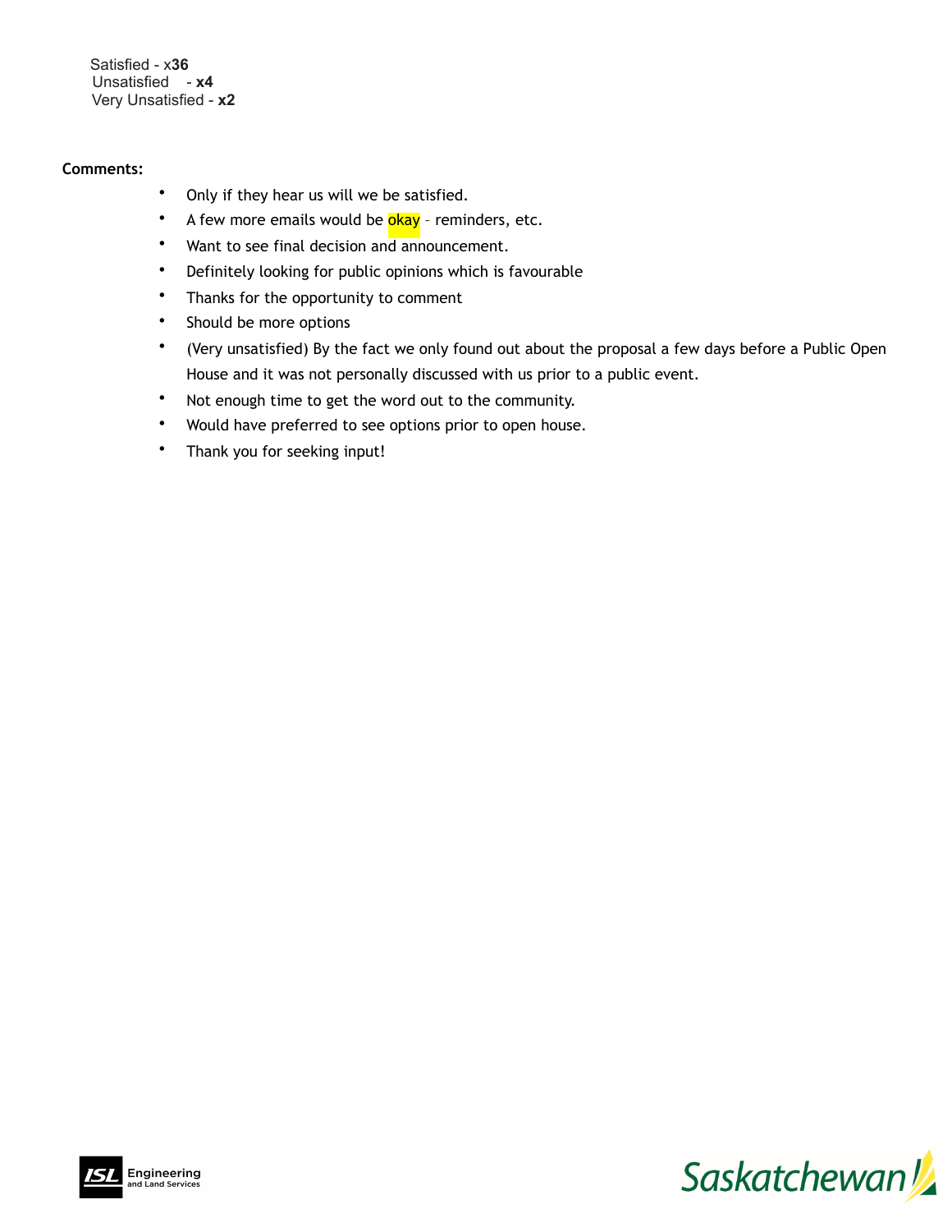Satisfied - x**36**
Unsatisfied - **x4**
Very Unsatisfied - **x2**

**Comments:**

- Only if they hear us will we be satisfied.
- A few more emails would be okay – reminders, etc.
- Want to see final decision and announcement.
- Definitely looking for public opinions which is favourable
- Thanks for the opportunity to comment
- Should be more options
- (Very unsatisfied) By the fact we only found out about the proposal a few days before a Public Open House and it was not personally discussed with us prior to a public event.
- Not enough time to get the word out to the community.
- Would have preferred to see options prior to open house.
- Thank you for seeking input!